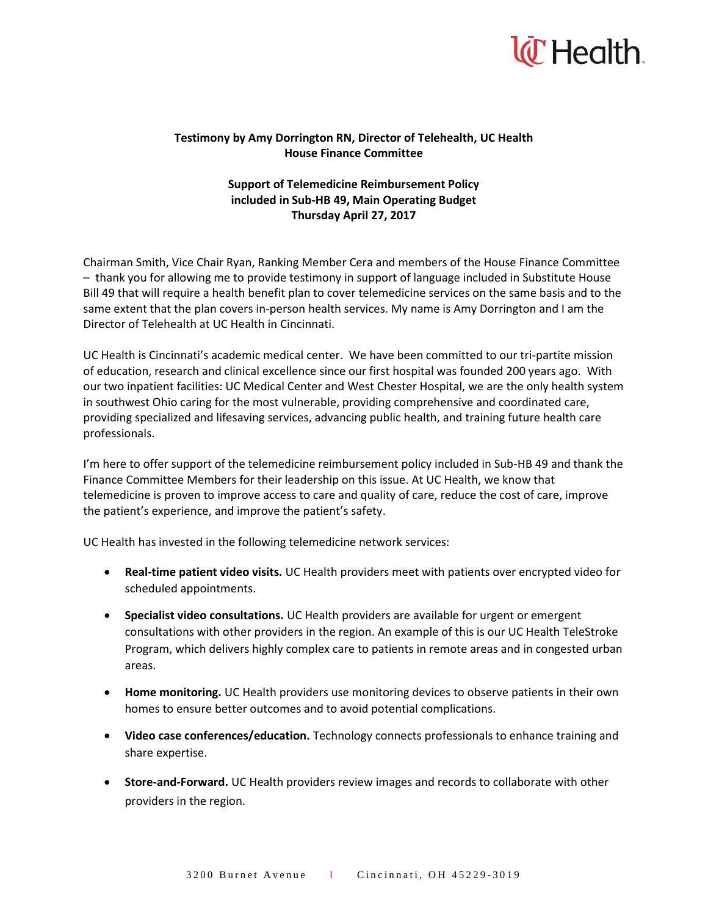**Testimony by Amy Dorrington RN, Director of Telehealth, UC Health**
**House Finance Committee**

**Support of Telemedicine Reimbursement Policy**
**included in Sub-HB 49, Main Operating Budget**
**Thursday April 27, 2017**

Chairman Smith, Vice Chair Ryan, Ranking Member Cera and members of the House Finance Committee – thank you for allowing me to provide testimony in support of language included in Substitute House Bill 49 that will require a health benefit plan to cover telemedicine services on the same basis and to the same extent that the plan covers in-person health services. My name is Amy Dorrington and I am the Director of Telehealth at UC Health in Cincinnati.

UC Health is Cincinnati's academic medical center. We have been committed to our tri-partite mission of education, research and clinical excellence since our first hospital was founded 200 years ago. With our two inpatient facilities: UC Medical Center and West Chester Hospital, we are the only health system in southwest Ohio caring for the most vulnerable, providing comprehensive and coordinated care, providing specialized and lifesaving services, advancing public health, and training future health care professionals.

I'm here to offer support of the telemedicine reimbursement policy included in Sub-HB 49 and thank the Finance Committee Members for their leadership on this issue. At UC Health, we know that telemedicine is proven to improve access to care and quality of care, reduce the cost of care, improve the patient's experience, and improve the patient's safety.

UC Health has invested in the following telemedicine network services:

- **Real-time patient video visits.** UC Health providers meet with patients over encrypted video for scheduled appointments.
- **Specialist video consultations.** UC Health providers are available for urgent or emergent consultations with other providers in the region. An example of this is our UC Health TeleStroke Program, which delivers highly complex care to patients in remote areas and in congested urban areas.
- **Home monitoring.** UC Health providers use monitoring devices to observe patients in their own homes to ensure better outcomes and to avoid potential complications.
- **Video case conferences/education.** Technology connects professionals to enhance training and share expertise.
- **Store-and-Forward.** UC Health providers review images and records to collaborate with other providers in the region.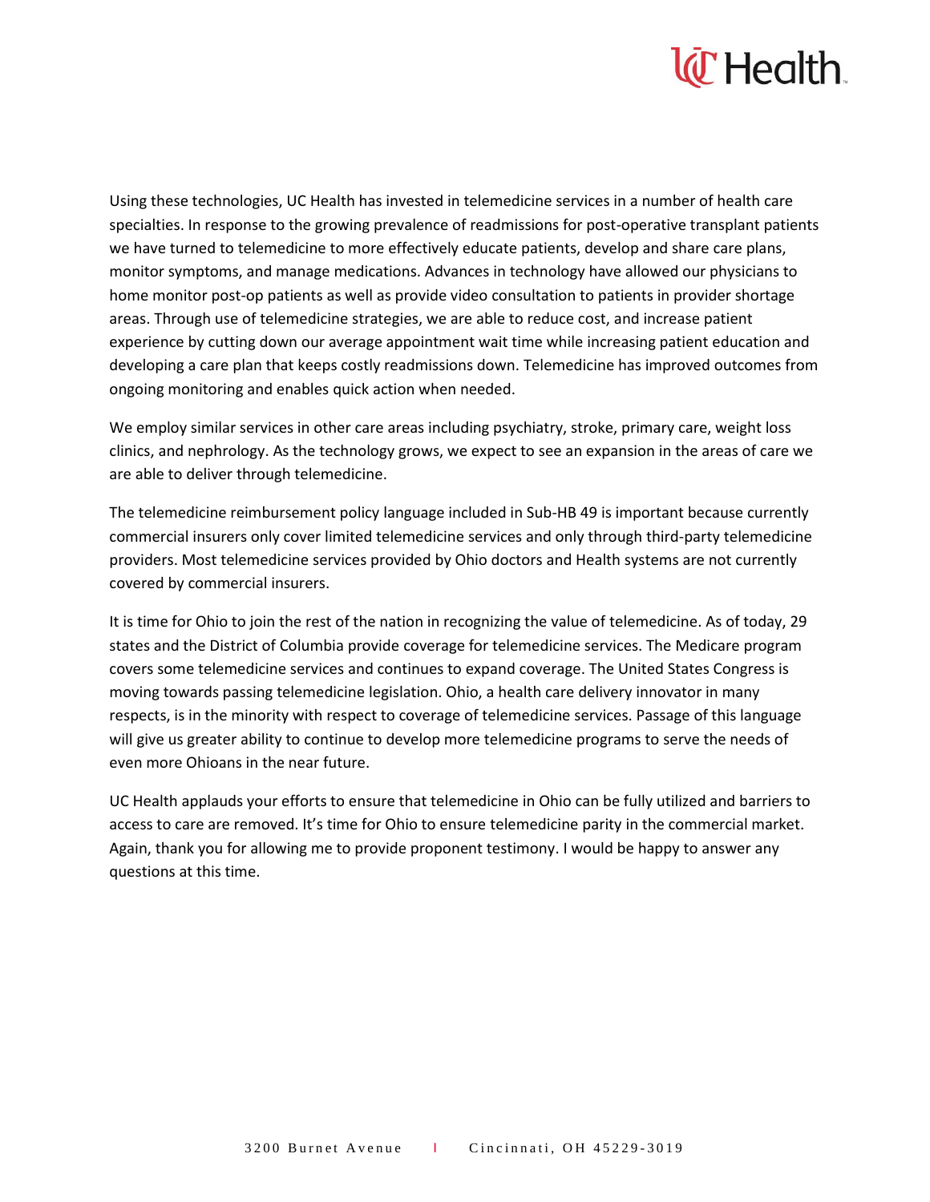Using these technologies, UC Health has invested in telemedicine services in a number of health care specialties. In response to the growing prevalence of readmissions for post-operative transplant patients we have turned to telemedicine to more effectively educate patients, develop and share care plans, monitor symptoms, and manage medications. Advances in technology have allowed our physicians to home monitor post-op patients as well as provide video consultation to patients in provider shortage areas. Through use of telemedicine strategies, we are able to reduce cost, and increase patient experience by cutting down our average appointment wait time while increasing patient education and developing a care plan that keeps costly readmissions down. Telemedicine has improved outcomes from ongoing monitoring and enables quick action when needed.

We employ similar services in other care areas including psychiatry, stroke, primary care, weight loss clinics, and nephrology. As the technology grows, we expect to see an expansion in the areas of care we are able to deliver through telemedicine.

The telemedicine reimbursement policy language included in Sub-HB 49 is important because currently commercial insurers only cover limited telemedicine services and only through third-party telemedicine providers. Most telemedicine services provided by Ohio doctors and Health systems are not currently covered by commercial insurers.

It is time for Ohio to join the rest of the nation in recognizing the value of telemedicine. As of today, 29 states and the District of Columbia provide coverage for telemedicine services. The Medicare program covers some telemedicine services and continues to expand coverage. The United States Congress is moving towards passing telemedicine legislation. Ohio, a health care delivery innovator in many respects, is in the minority with respect to coverage of telemedicine services. Passage of this language will give us greater ability to continue to develop more telemedicine programs to serve the needs of even more Ohioans in the near future.

UC Health applauds your efforts to ensure that telemedicine in Ohio can be fully utilized and barriers to access to care are removed. It's time for Ohio to ensure telemedicine parity in the commercial market. Again, thank you for allowing me to provide proponent testimony. I would be happy to answer any questions at this time.